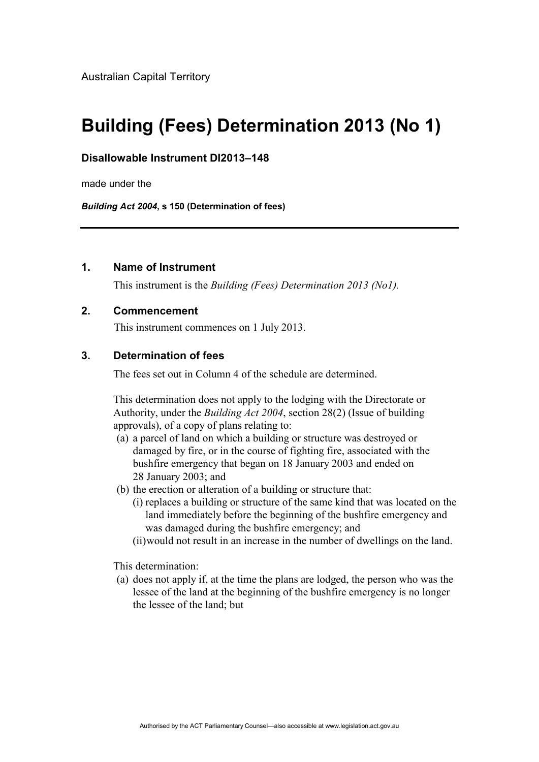Australian Capital Territory

# Building (Fees) Determination 2013 (No 1)

**Disallowable Instrument DI2013–148**

made under the

***Building Act 2004*, s 150 (Determination of fees)**

---

## 1. Name of Instrument

This instrument is the *Building (Fees) Determination 2013 (No1).*

## 2. Commencement

This instrument commences on 1 July 2013.

## 3. Determination of fees

The fees set out in Column 4 of the schedule are determined.

This determination does not apply to the lodging with the Directorate or Authority, under the *Building Act 2004*, section 28(2) (Issue of building approvals), of a copy of plans relating to:

(a) a parcel of land on which a building or structure was destroyed or damaged by fire, or in the course of fighting fire, associated with the bushfire emergency that began on 18 January 2003 and ended on 28 January 2003; and

(b) the erection or alteration of a building or structure that:

   (i) replaces a building or structure of the same kind that was located on the land immediately before the beginning of the bushfire emergency and was damaged during the bushfire emergency; and

   (ii) would not result in an increase in the number of dwellings on the land.

This determination:

(a) does not apply if, at the time the plans are lodged, the person who was the lessee of the land at the beginning of the bushfire emergency is no longer the lessee of the land; but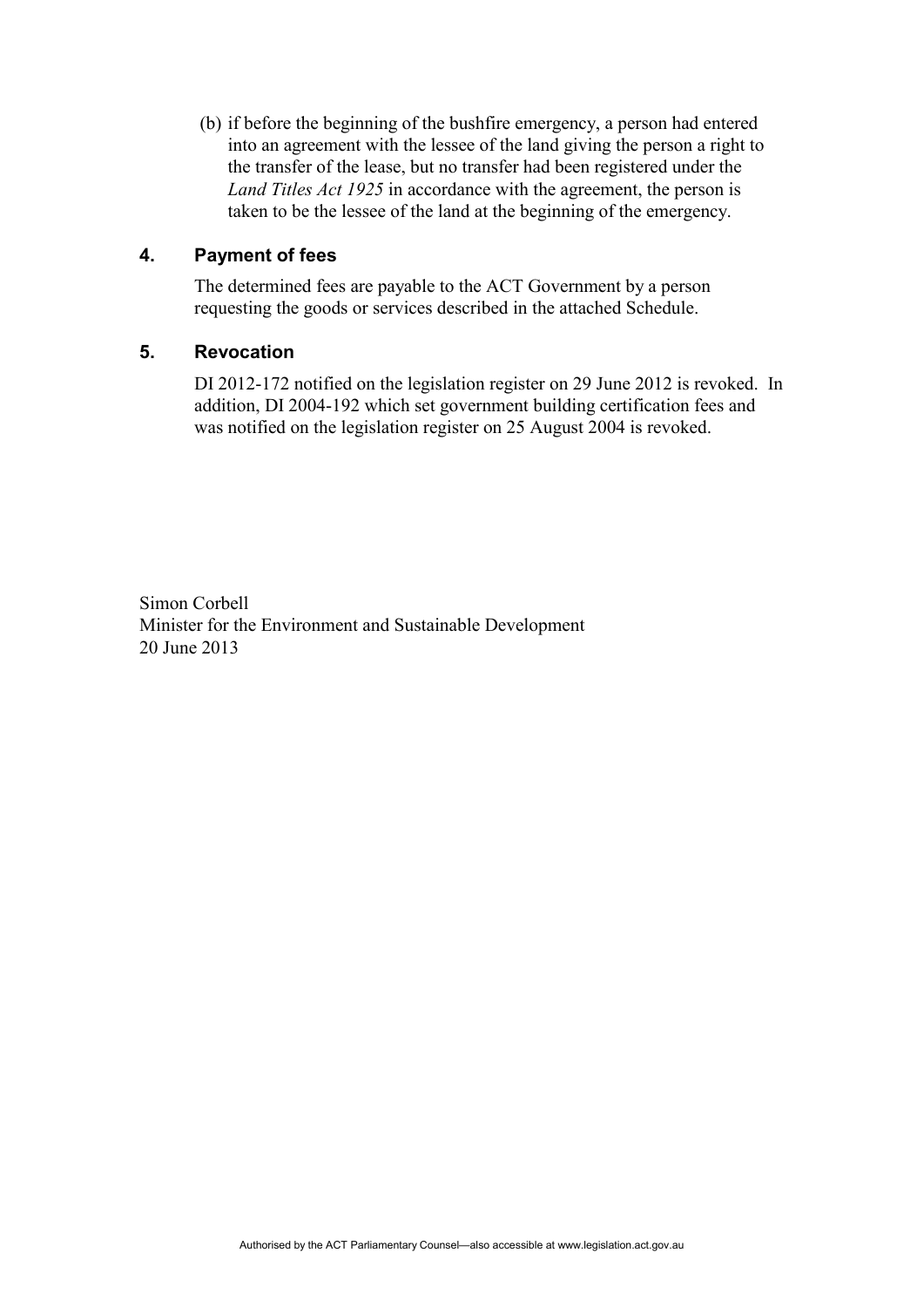(b) if before the beginning of the bushfire emergency, a person had entered into an agreement with the lessee of the land giving the person a right to the transfer of the lease, but no transfer had been registered under the *Land Titles Act 1925* in accordance with the agreement, the person is taken to be the lessee of the land at the beginning of the emergency.

## 4. Payment of fees

The determined fees are payable to the ACT Government by a person requesting the goods or services described in the attached Schedule.

## 5. Revocation

DI 2012-172 notified on the legislation register on 29 June 2012 is revoked. In addition, DI 2004-192 which set government building certification fees and was notified on the legislation register on 25 August 2004 is revoked.

Simon Corbell
Minister for the Environment and Sustainable Development
20 June 2013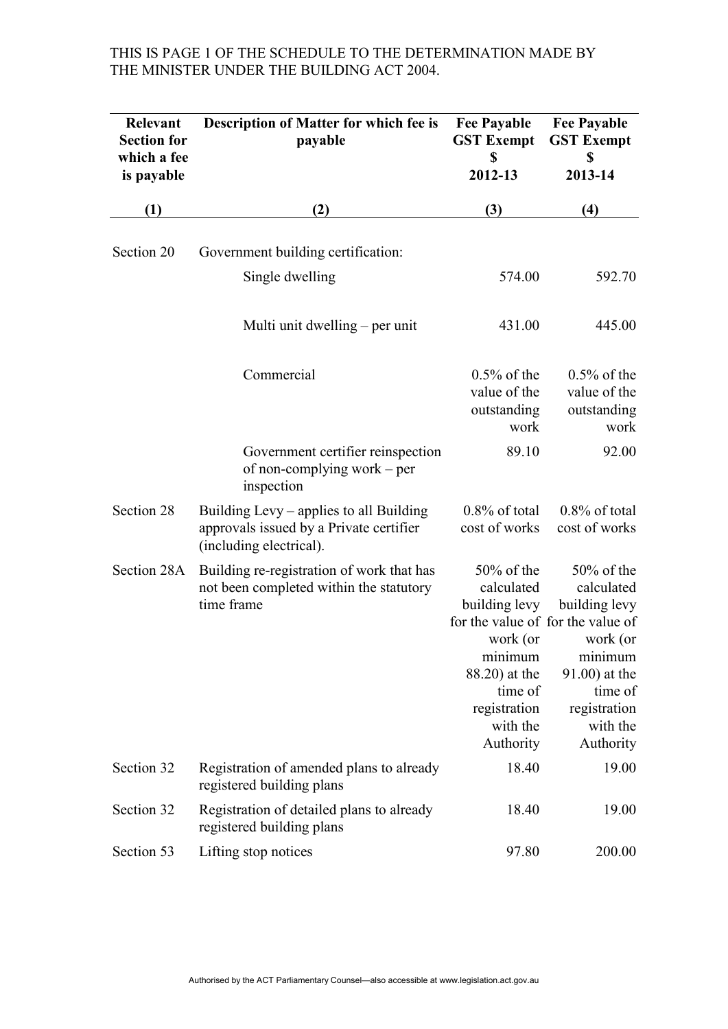THIS IS PAGE 1 OF THE SCHEDULE TO THE DETERMINATION MADE BY THE MINISTER UNDER THE BUILDING ACT 2004.

| Relevant Section for which a fee is payable | Description of Matter for which fee is payable | Fee Payable GST Exempt $ 2012-13 | Fee Payable GST Exempt $ 2013-14 |
|---|---|---|---|
| (1) | (2) | (3) | (4) |
| Section 20 | Government building certification: | | |
| | Single dwelling | 574.00 | 592.70 |
| | Multi unit dwelling – per unit | 431.00 | 445.00 |
| | Commercial | 0.5% of the value of the outstanding work | 0.5% of the value of the outstanding work |
| | Government certifier reinspection of non-complying work – per inspection | 89.10 | 92.00 |
| Section 28 | Building Levy – applies to all Building approvals issued by a Private certifier (including electrical). | 0.8% of total cost of works | 0.8% of total cost of works |
| Section 28A | Building re-registration of work that has not been completed within the statutory time frame | 50% of the calculated building levy for the value of work (or minimum 88.20) at the time of registration with the Authority | 50% of the calculated building levy for the value of work (or minimum 91.00) at the time of registration with the Authority |
| Section 32 | Registration of amended plans to already registered building plans | 18.40 | 19.00 |
| Section 32 | Registration of detailed plans to already registered building plans | 18.40 | 19.00 |
| Section 53 | Lifting stop notices | 97.80 | 200.00 |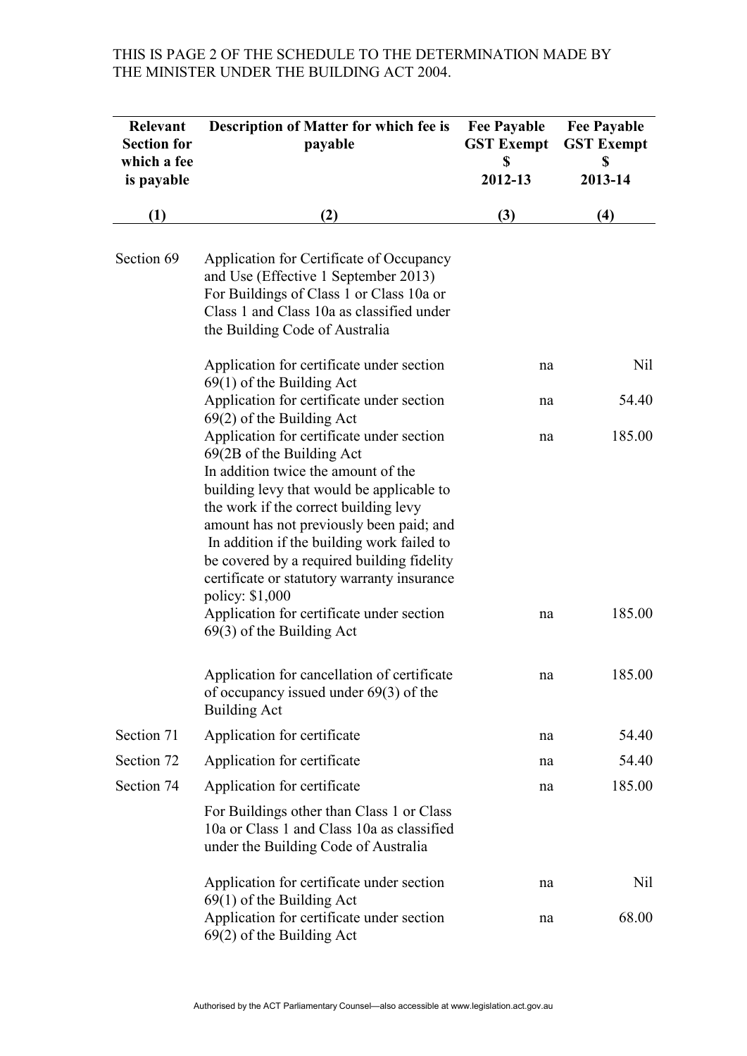THIS IS PAGE 2 OF THE SCHEDULE TO THE DETERMINATION MADE BY THE MINISTER UNDER THE BUILDING ACT 2004.

| Relevant Section for which a fee is payable | Description of Matter for which fee is payable | Fee Payable GST Exempt $ 2012-13 | Fee Payable GST Exempt $ 2013-14 |
|---|---|---|---|
| (1) | (2) | (3) | (4) |
| Section 69 | Application for Certificate of Occupancy and Use (Effective 1 September 2013) For Buildings of Class 1 or Class 10a or Class 1 and Class 10a as classified under the Building Code of Australia | | |
| | Application for certificate under section 69(1) of the Building Act | na | Nil |
| | Application for certificate under section 69(2) of the Building Act | na | 54.40 |
| | Application for certificate under section 69(2B of the Building Act<br>In addition twice the amount of the building levy that would be applicable to the work if the correct building levy amount has not previously been paid; and<br>In addition if the building work failed to be covered by a required building fidelity certificate or statutory warranty insurance policy: $1,000 | na | 185.00 |
| | Application for certificate under section 69(3) of the Building Act | na | 185.00 |
| | Application for cancellation of certificate of occupancy issued under 69(3) of the Building Act | na | 185.00 |
| Section 71 | Application for certificate | na | 54.40 |
| Section 72 | Application for certificate | na | 54.40 |
| Section 74 | Application for certificate | na | 185.00 |
| | For Buildings other than Class 1 or Class 10a or Class 1 and Class 10a as classified under the Building Code of Australia | | |
| | Application for certificate under section 69(1) of the Building Act | na | Nil |
| | Application for certificate under section 69(2) of the Building Act | na | 68.00 |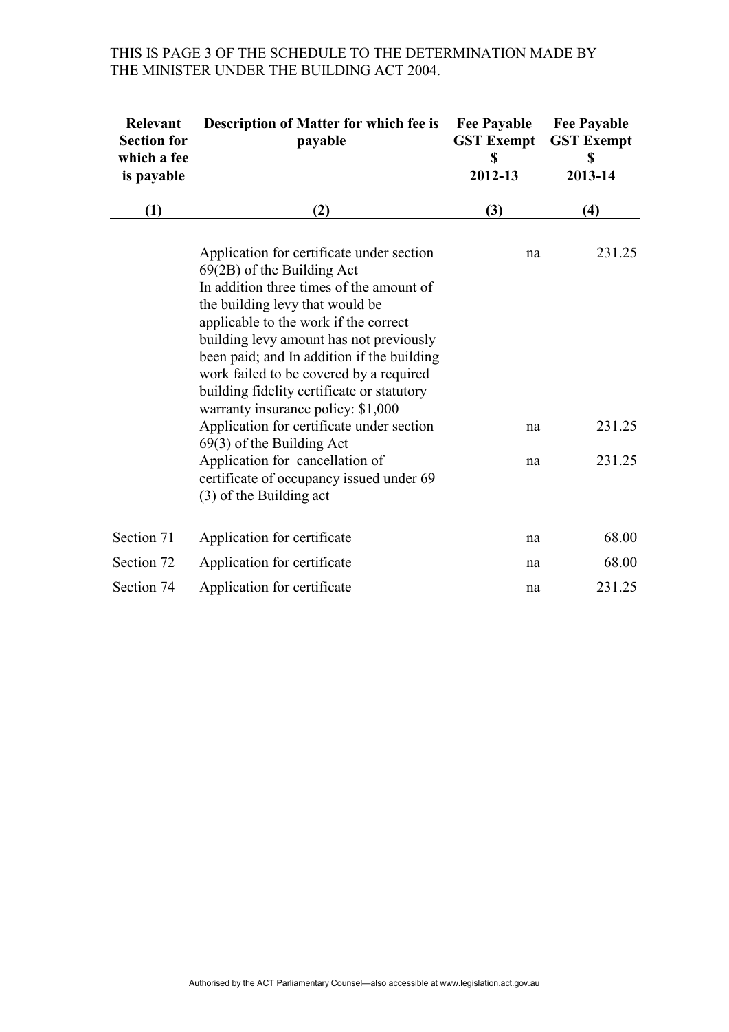THIS IS PAGE 3 OF THE SCHEDULE TO THE DETERMINATION MADE BY THE MINISTER UNDER THE BUILDING ACT 2004.

| Relevant Section for which a fee is payable | Description of Matter for which fee is payable | Fee Payable GST Exempt $ 2012-13 | Fee Payable GST Exempt $ 2013-14 |
|---|---|---|---|
| (1) | (2) | (3) | (4) |
| | Application for certificate under section 69(2B) of the Building Act In addition three times of the amount of the building levy that would be applicable to the work if the correct building levy amount has not previously been paid; and In addition if the building work failed to be covered by a required building fidelity certificate or statutory warranty insurance policy: $1,000 | na | 231.25 |
| | Application for certificate under section 69(3) of the Building Act | na | 231.25 |
| | Application for cancellation of certificate of occupancy issued under 69 (3) of the Building act | na | 231.25 |
| Section 71 | Application for certificate | na | 68.00 |
| Section 72 | Application for certificate | na | 68.00 |
| Section 74 | Application for certificate | na | 231.25 |

Authorised by the ACT Parliamentary Counsel—also accessible at www.legislation.act.gov.au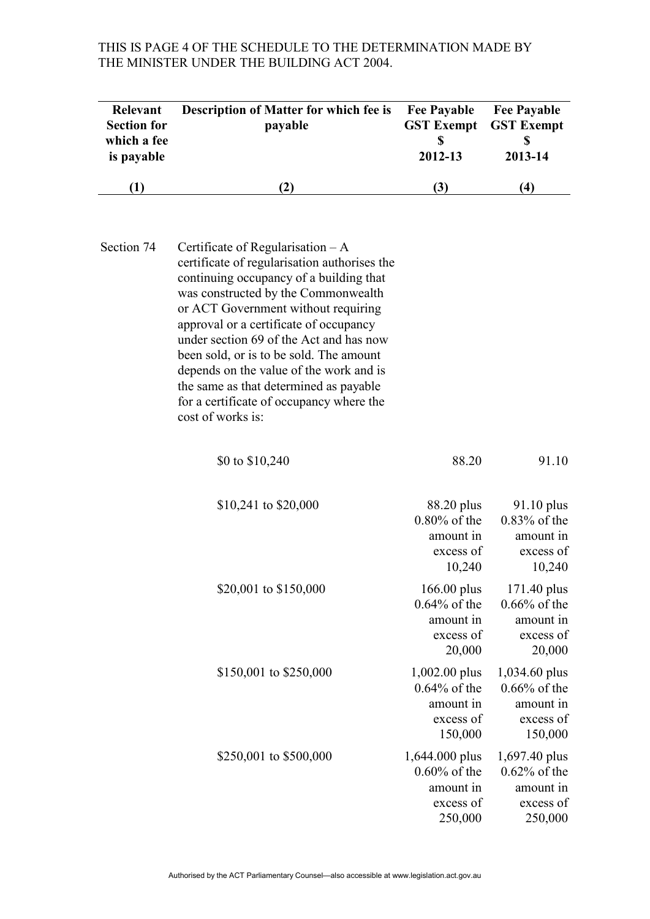THIS IS PAGE 4 OF THE SCHEDULE TO THE DETERMINATION MADE BY THE MINISTER UNDER THE BUILDING ACT 2004.

| Relevant Section for which a fee is payable | Description of Matter for which fee is payable | Fee Payable GST Exempt $ 2012-13 | Fee Payable GST Exempt $ 2013-14 |
|---|---|---|---|
| **(1)** | **(2)** | **(3)** | **(4)** |
| Section 74 | Certificate of Regularisation – A certificate of regularisation authorises the continuing occupancy of a building that was constructed by the Commonwealth or ACT Government without requiring approval or a certificate of occupancy under section 69 of the Act and has now been sold, or is to be sold. The amount depends on the value of the work and is the same as that determined as payable for a certificate of occupancy where the cost of works is: | | |
| | $0 to $10,240 | 88.20 | 91.10 |
| | $10,241 to $20,000 | 88.20 plus 0.80% of the amount in excess of 10,240 | 91.10 plus 0.83% of the amount in excess of 10,240 |
| | $20,001 to $150,000 | 166.00 plus 0.64% of the amount in excess of 20,000 | 171.40 plus 0.66% of the amount in excess of 20,000 |
| | $150,001 to $250,000 | 1,002.00 plus 0.64% of the amount in excess of 150,000 | 1,034.60 plus 0.66% of the amount in excess of 150,000 |
| | $250,001 to $500,000 | 1,644.000 plus 0.60% of the amount in excess of 250,000 | 1,697.40 plus 0.62% of the amount in excess of 250,000 |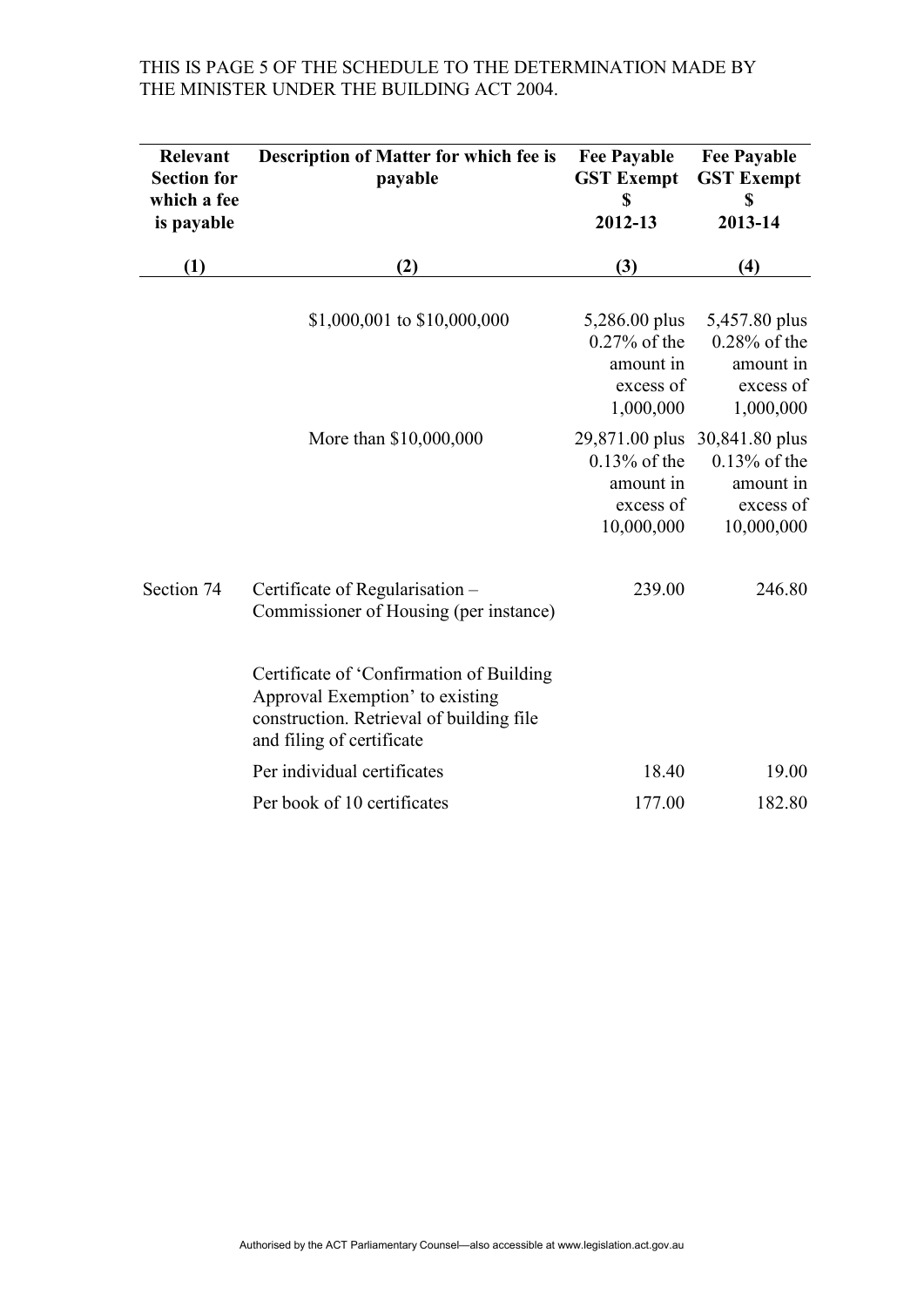THIS IS PAGE 5 OF THE SCHEDULE TO THE DETERMINATION MADE BY THE MINISTER UNDER THE BUILDING ACT 2004.

| Relevant Section for which a fee is payable | Description of Matter for which fee is payable | Fee Payable GST Exempt $ 2012-13 | Fee Payable GST Exempt $ 2013-14 |
|---|---|---|---|
| (1) | (2) | (3) | (4) |
| | $1,000,001 to $10,000,000 | 5,286.00 plus 0.27% of the amount in excess of 1,000,000 | 5,457.80 plus 0.28% of the amount in excess of 1,000,000 |
| | More than $10,000,000 | 29,871.00 plus 0.13% of the amount in excess of 10,000,000 | 30,841.80 plus 0.13% of the amount in excess of 10,000,000 |
| Section 74 | Certificate of Regularisation – Commissioner of Housing (per instance) | 239.00 | 246.80 |
| | Certificate of 'Confirmation of Building Approval Exemption' to existing construction. Retrieval of building file and filing of certificate | | |
| | Per individual certificates | 18.40 | 19.00 |
| | Per book of 10 certificates | 177.00 | 182.80 |